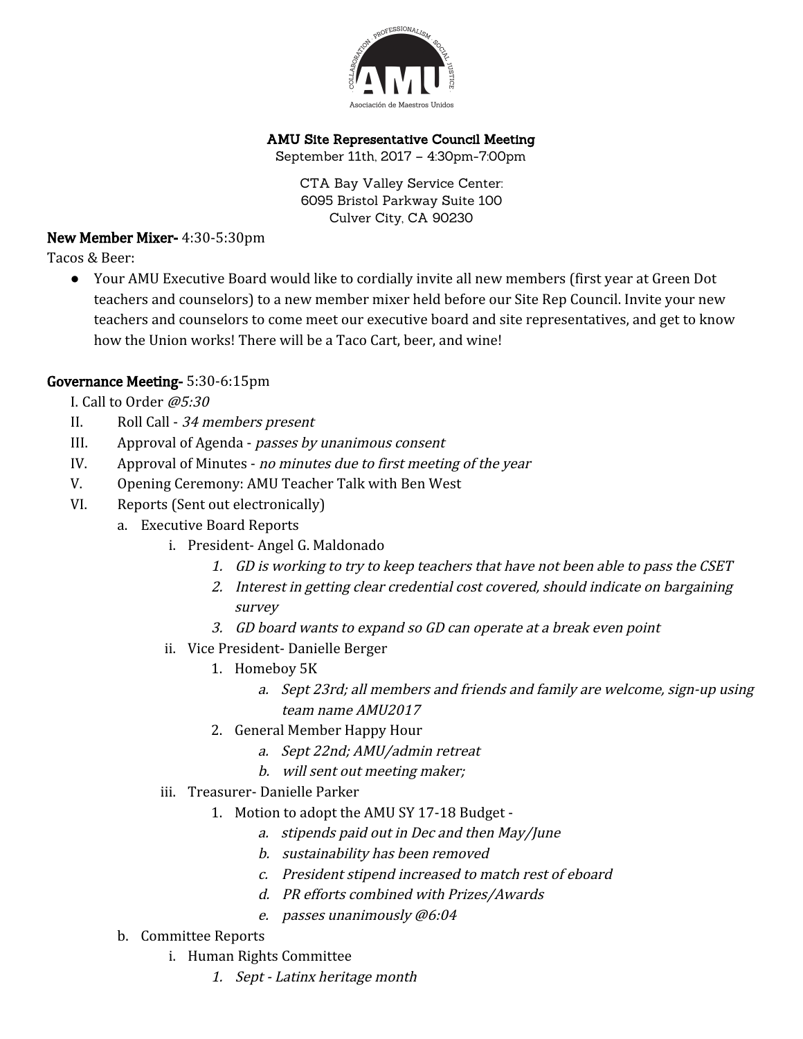**AMU Site Representative Council Meeting**
September 11th, 2017 – 4:30pm-7:00pm

CTA Bay Valley Service Center:
6095 Bristol Parkway Suite 100
Culver City, CA 90230

**New Member Mixer-** 4:30-5:30pm

Tacos & Beer:

- Your AMU Executive Board would like to cordially invite all new members (first year at Green Dot teachers and counselors) to a new member mixer held before our Site Rep Council. Invite your new teachers and counselors to come meet our executive board and site representatives, and get to know how the Union works! There will be a Taco Cart, beer, and wine!

**Governance Meeting-** 5:30-6:15pm

I. Call to Order *@5:30*

II. Roll Call - *34 members present*

III. Approval of Agenda - *passes by unanimous consent*

IV. Approval of Minutes - *no minutes due to first meeting of the year*

V. Opening Ceremony: AMU Teacher Talk with Ben West

VI. Reports (Sent out electronically)

  a. Executive Board Reports

    i. President- Angel G. Maldonado

      1. *GD is working to try to keep teachers that have not been able to pass the CSET*
      2. *Interest in getting clear credential cost covered, should indicate on bargaining survey*
      3. *GD board wants to expand so GD can operate at a break even point*

    ii. Vice President- Danielle Berger

      1. Homeboy 5K
        a. *Sept 23rd; all members and friends and family are welcome, sign-up using team name AMU2017*
      2. General Member Happy Hour
        a. *Sept 22nd; AMU/admin retreat*
        b. *will sent out meeting maker;*

    iii. Treasurer- Danielle Parker

      1. Motion to adopt the AMU SY 17-18 Budget -
        a. *stipends paid out in Dec and then May/June*
        b. *sustainability has been removed*
        c. *President stipend increased to match rest of eboard*
        d. *PR efforts combined with Prizes/Awards*
        e. *passes unanimously @6:04*

  b. Committee Reports

    i. Human Rights Committee

      1. *Sept - Latinx heritage month*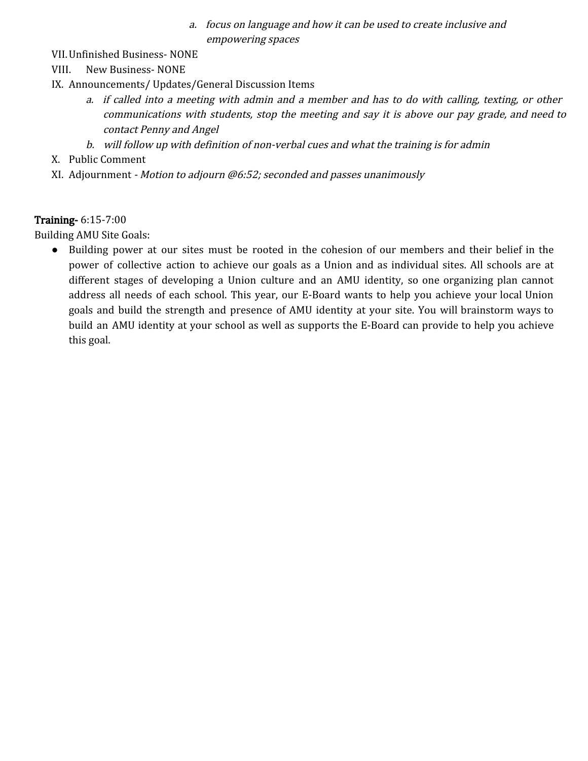a. *focus on language and how it can be used to create inclusive and empowering spaces*

VII. Unfinished Business- NONE

VIII. New Business- NONE

IX. Announcements/ Updates/General Discussion Items

   a. *if called into a meeting with admin and a member and has to do with calling, texting, or other communications with students, stop the meeting and say it is above our pay grade, and need to contact Penny and Angel*
   b. *will follow up with definition of non-verbal cues and what the training is for admin*

X. Public Comment

XI. Adjournment - *Motion to adjourn @6:52; seconded and passes unanimously*

**Training-** 6:15-7:00

Building AMU Site Goals:

- Building power at our sites must be rooted in the cohesion of our members and their belief in the power of collective action to achieve our goals as a Union and as individual sites. All schools are at different stages of developing a Union culture and an AMU identity, so one organizing plan cannot address all needs of each school. This year, our E-Board wants to help you achieve your local Union goals and build the strength and presence of AMU identity at your site. You will brainstorm ways to build an AMU identity at your school as well as supports the E-Board can provide to help you achieve this goal.